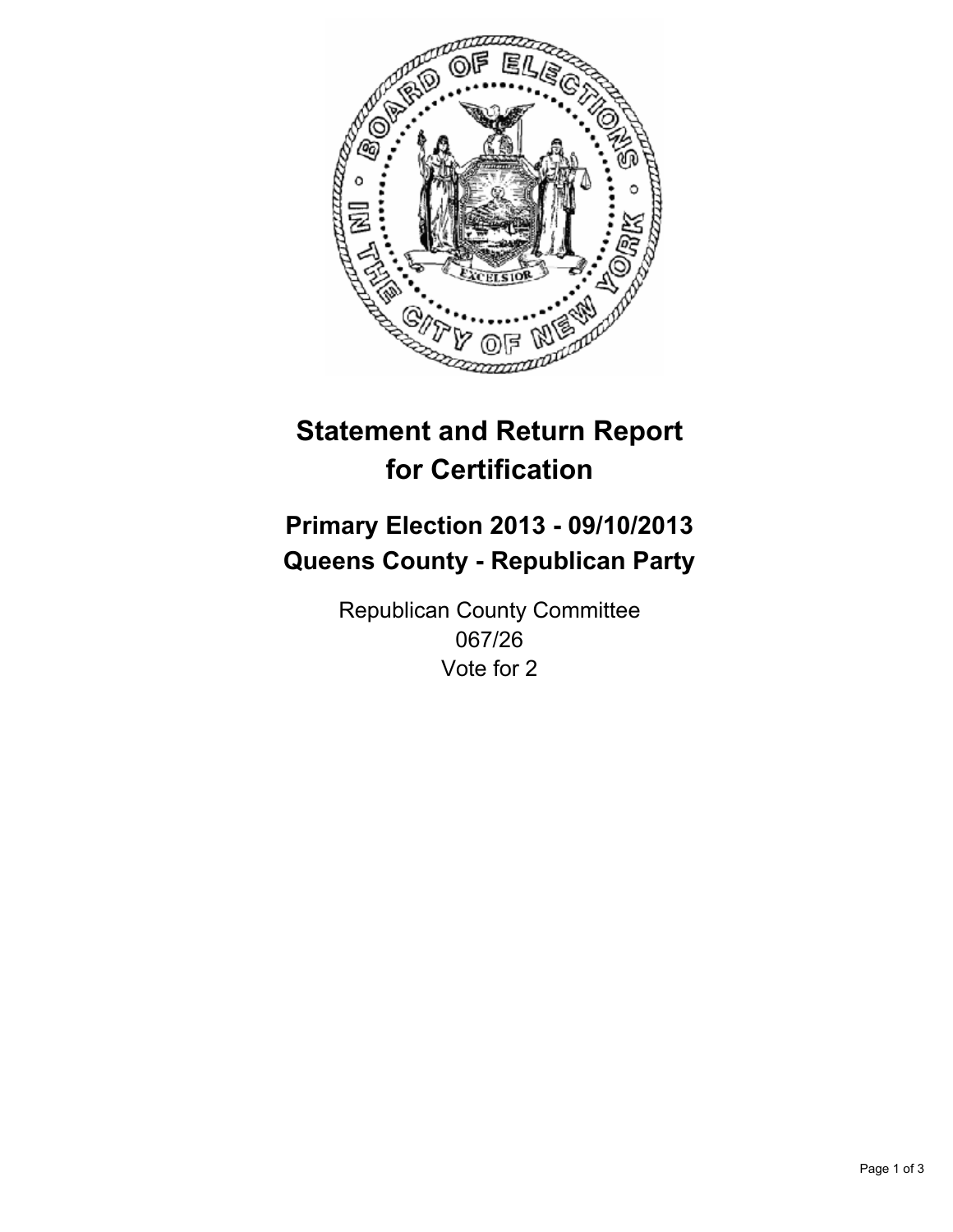# Statement and Return Report for Certification

## Primary Election 2013 - 09/10/2013
## Queens County - Republican Party

Republican County Committee
067/26
Vote for 2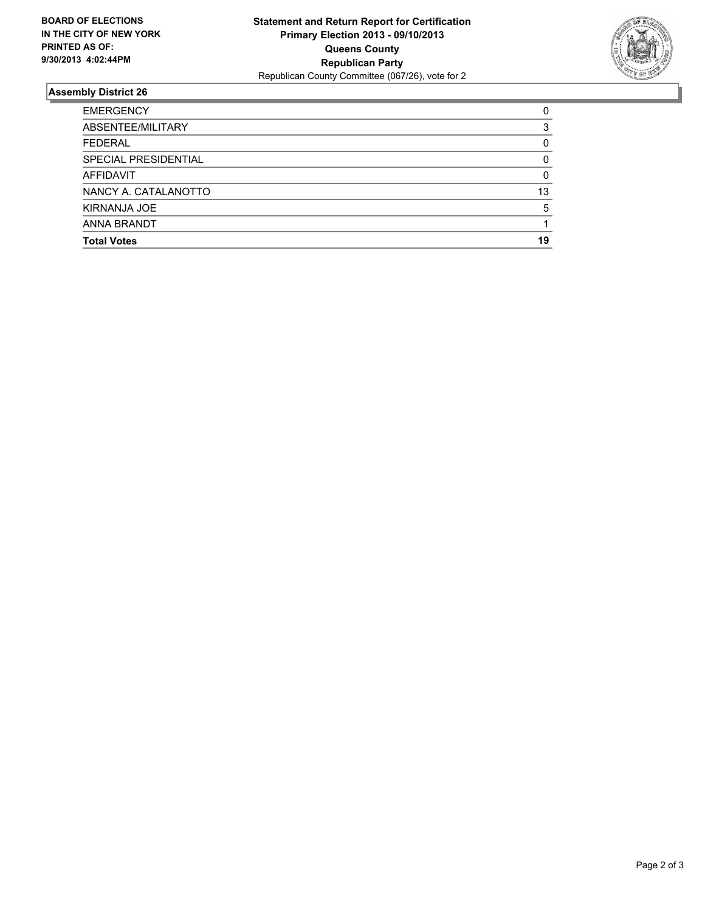**BOARD OF ELECTIONS IN THE CITY OF NEW YORK PRINTED AS OF: 9/30/2013 4:02:44PM**

**Statement and Return Report for Certification**
**Primary Election 2013 - 09/10/2013**
**Queens County**
**Republican Party**
Republican County Committee (067/26), vote for 2

## Assembly District 26

| | |
|---|---|
| EMERGENCY | 0 |
| ABSENTEE/MILITARY | 3 |
| FEDERAL | 0 |
| SPECIAL PRESIDENTIAL | 0 |
| AFFIDAVIT | 0 |
| NANCY A. CATALANOTTO | 13 |
| KIRNANJA JOE | 5 |
| ANNA BRANDT | 1 |
| **Total Votes** | **19** |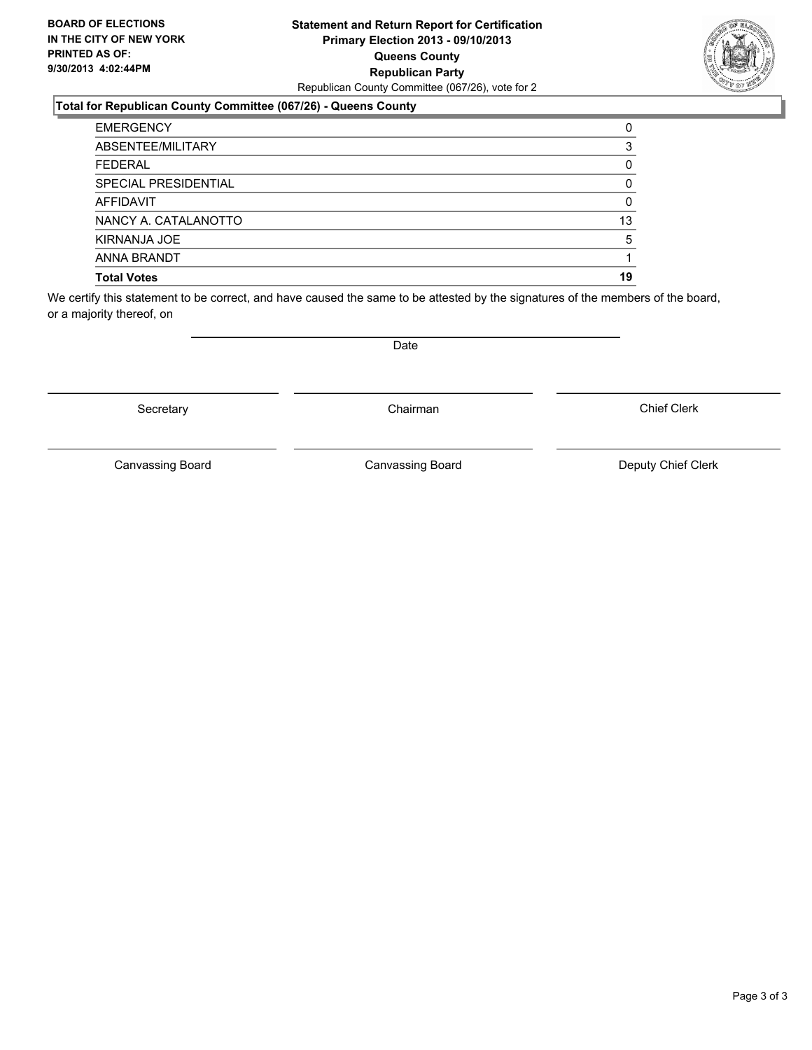**BOARD OF ELECTIONS**
**IN THE CITY OF NEW YORK**
**PRINTED AS OF:**
**9/30/2013 4:02:44PM**

**Statement and Return Report for Certification**
**Primary Election 2013 - 09/10/2013**
**Queens County**
**Republican Party**
Republican County Committee (067/26), vote for 2

### Total for Republican County Committee (067/26) - Queens County

| | |
|---|---|
| EMERGENCY | 0 |
| ABSENTEE/MILITARY | 3 |
| FEDERAL | 0 |
| SPECIAL PRESIDENTIAL | 0 |
| AFFIDAVIT | 0 |
| NANCY A. CATALANOTTO | 13 |
| KIRNANJA JOE | 5 |
| ANNA BRANDT | 1 |
| **Total Votes** | **19** |

We certify this statement to be correct, and have caused the same to be attested by the signatures of the members of the board, or a majority thereof, on

Date

Secretary | Chairman | Chief Clerk

Canvassing Board | Canvassing Board | Deputy Chief Clerk